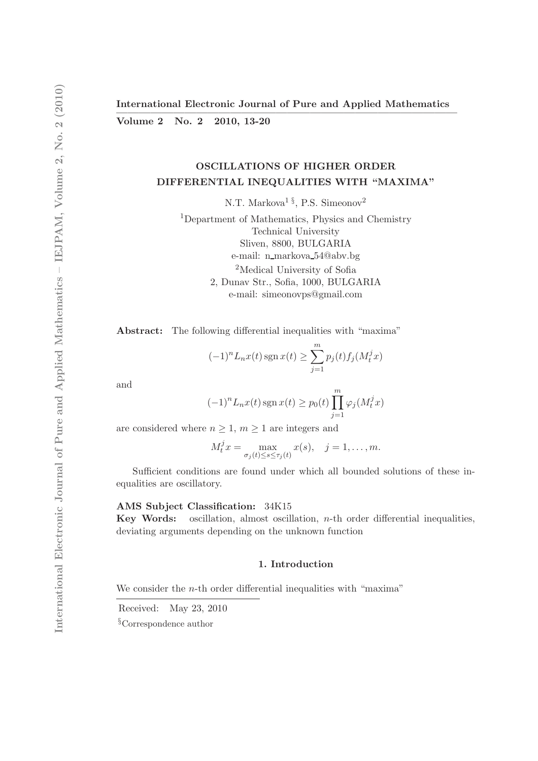**International Electronic Journal of Pure and Applied Mathematics**

**Volume 2 No. 2 2010, 13-20**

# OSCILLATIONS OF HIGHER ORDER DIFFERENTIAL INEQUALITIES WITH "MAXIMA"

N.T. Markova[1 §], P.S. Simeonov[2]

[1]Department of Mathematics, Physics and Chemistry
Technical University
Sliven, 8800, BULGARIA
e-mail: n_markova_54@abv.bg

[2]Medical University of Sofia
2, Dunav Str., Sofia, 1000, BULGARIA
e-mail: simeonovps@gmail.com

**Abstract:** The following differential inequalities with "maxima"

$$(-1)^n L_n x(t) \operatorname{sgn} x(t) \geq \sum_{j=1}^{m} p_j(t) f_j(M_t^j x)$$

and

$$(-1)^n L_n x(t) \operatorname{sgn} x(t) \geq p_0(t) \prod_{j=1}^{m} \varphi_j(M_t^j x)$$

are considered where $n \geq 1$, $m \geq 1$ are integers and

$$M_t^j x = \max_{\sigma_j(t) \leq s \leq \tau_j(t)} x(s), \quad j = 1, \ldots, m.$$

Sufficient conditions are found under which all bounded solutions of these inequalities are oscillatory.

**AMS Subject Classification:** 34K15

**Key Words:** oscillation, almost oscillation, $n$-th order differential inequalities, deviating arguments depending on the unknown function

## 1. Introduction

We consider the $n$-th order differential inequalities with "maxima"

Received: May 23, 2010

§Correspondence author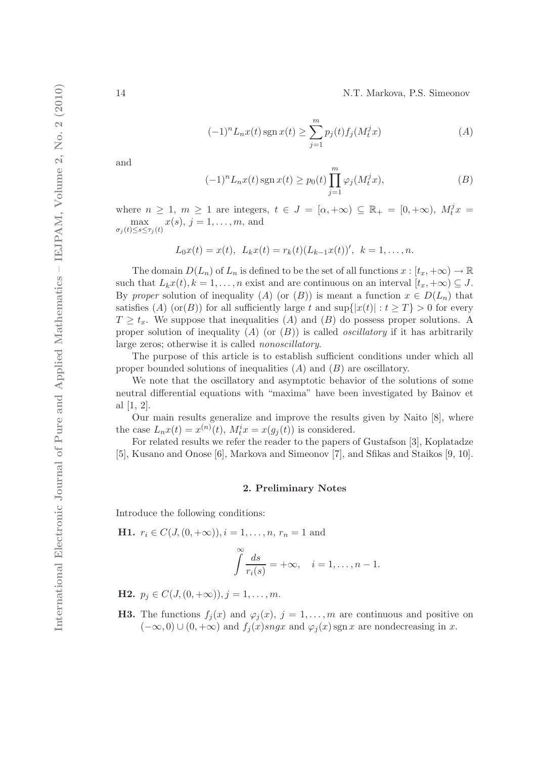$$(-1)^n L_n x(t) \operatorname{sgn} x(t) \geq \sum_{j=1}^{m} p_j(t) f_j(M_t^j x) \tag{$A$}$$

and

$$(-1)^n L_n x(t) \operatorname{sgn} x(t) \geq p_0(t) \prod_{j=1}^{m} \varphi_j(M_t^j x), \tag{$B$}$$

where $n \geq 1$, $m \geq 1$ are integers, $t \in J = [\alpha, +\infty) \subseteq \mathbb{R}_+ = [0, +\infty)$, $M_t^j x = \max\limits_{\sigma_j(t) \leq s \leq \tau_j(t)} x(s)$, $j = 1, \ldots, m$, and

$$L_0 x(t) = x(t), \;\; L_k x(t) = r_k(t)(L_{k-1}x(t))', \;\; k = 1, \ldots, n.$$

The domain $D(L_n)$ of $L_n$ is defined to be the set of all functions $x : [t_x, +\infty) \to \mathbb{R}$ such that $L_k x(t), k = 1, \ldots, n$ exist and are continuous on an interval $[t_x, +\infty) \subseteq J$. By *proper* solution of inequality $(A)$ (or $(B)$) is meant a function $x \in D(L_n)$ that satisfies $(A)$ (or$(B)$) for all sufficiently large $t$ and $\sup\{|x(t)| : t \geq T\} > 0$ for every $T \geq t_x$. We suppose that inequalities $(A)$ and $(B)$ do possess proper solutions. A proper solution of inequality $(A)$ (or $(B)$) is called *oscillatory* if it has arbitrarily large zeros; otherwise it is called *nonoscillatory*.

The purpose of this article is to establish sufficient conditions under which all proper bounded solutions of inequalities $(A)$ and $(B)$ are oscillatory.

We note that the oscillatory and asymptotic behavior of the solutions of some neutral differential equations with "maxima" have been investigated by Bainov et al [1, 2].

Our main results generalize and improve the results given by Naito [8], where the case $L_n x(t) = x^{(n)}(t)$, $M_t^i x = x(g_j(t))$ is considered.

For related results we refer the reader to the papers of Gustafson [3], Koplatadze [5], Kusano and Onose [6], Markova and Simeonov [7], and Sfikas and Staikos [9, 10].

## 2. Preliminary Notes

Introduce the following conditions:

**H1.** $r_i \in C(J, (0, +\infty)), i = 1, \ldots, n$, $r_n = 1$ and

$$\int^{\infty} \frac{ds}{r_i(s)} = +\infty, \quad i = 1, \ldots, n-1.$$

**H2.** $p_j \in C(J, (0, +\infty)), j = 1, \ldots, m$.

**H3.** The functions $f_j(x)$ and $\varphi_j(x)$, $j = 1, \ldots, m$ are continuous and positive on $(-\infty, 0) \cup (0, +\infty)$ and $f_j(x) sngx$ and $\varphi_j(x) \operatorname{sgn} x$ are nondecreasing in $x$.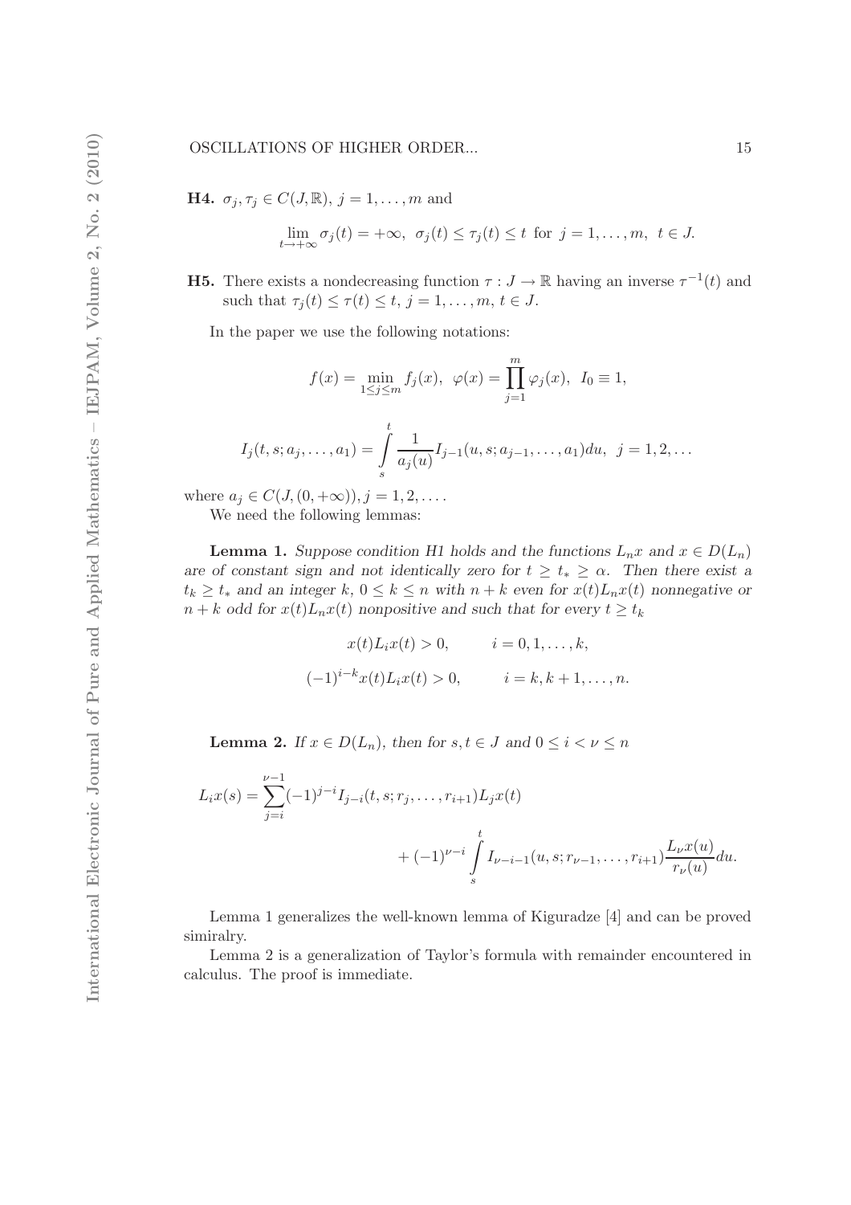**H4.** $\sigma_j, \tau_j \in C(J, \mathbb{R})$, $j = 1, \ldots, m$ and

$$\lim_{t \to +\infty} \sigma_j(t) = +\infty, \ \sigma_j(t) \le \tau_j(t) \le t \text{ for } j = 1, \ldots, m, \ t \in J.$$

**H5.** There exists a nondecreasing function $\tau : J \to \mathbb{R}$ having an inverse $\tau^{-1}(t)$ and such that $\tau_j(t) \le \tau(t) \le t$, $j = 1, \ldots, m$, $t \in J$.

In the paper we use the following notations:

$$f(x) = \min_{1 \le j \le m} f_j(x), \ \varphi(x) = \prod_{j=1}^{m} \varphi_j(x), \ I_0 \equiv 1,$$

$$I_j(t, s; a_j, \ldots, a_1) = \int_s^t \frac{1}{a_j(u)} I_{j-1}(u, s; a_{j-1}, \ldots, a_1) du, \ j = 1, 2, \ldots$$

where $a_j \in C(J, (0, +\infty))$, $j = 1, 2, \ldots$.

We need the following lemmas:

**Lemma 1.** *Suppose condition H1 holds and the functions $L_n x$ and $x \in D(L_n)$ are of constant sign and not identically zero for $t \ge t_* \ge \alpha$. Then there exist a $t_k \ge t_*$ and an integer $k$, $0 \le k \le n$ with $n + k$ even for $x(t) L_n x(t)$ nonnegative or $n + k$ odd for $x(t) L_n x(t)$ nonpositive and such that for every $t \ge t_k$*

$$x(t) L_i x(t) > 0, \qquad i = 0, 1, \ldots, k,$$

$$(-1)^{i-k} x(t) L_i x(t) > 0, \qquad i = k, k+1, \ldots, n.$$

**Lemma 2.** *If $x \in D(L_n)$, then for $s, t \in J$ and $0 \le i < \nu \le n$*

$$L_i x(s) = \sum_{j=i}^{\nu-1} (-1)^{j-i} I_{j-i}(t, s; r_j, \ldots, r_{i+1}) L_j x(t) + (-1)^{\nu-i} \int_s^t I_{\nu-i-1}(u, s; r_{\nu-1}, \ldots, r_{i+1}) \frac{L_\nu x(u)}{r_\nu(u)} du.$$

Lemma 1 generalizes the well-known lemma of Kiguradze [4] and can be proved simiralry.

Lemma 2 is a generalization of Taylor's formula with remainder encountered in calculus. The proof is immediate.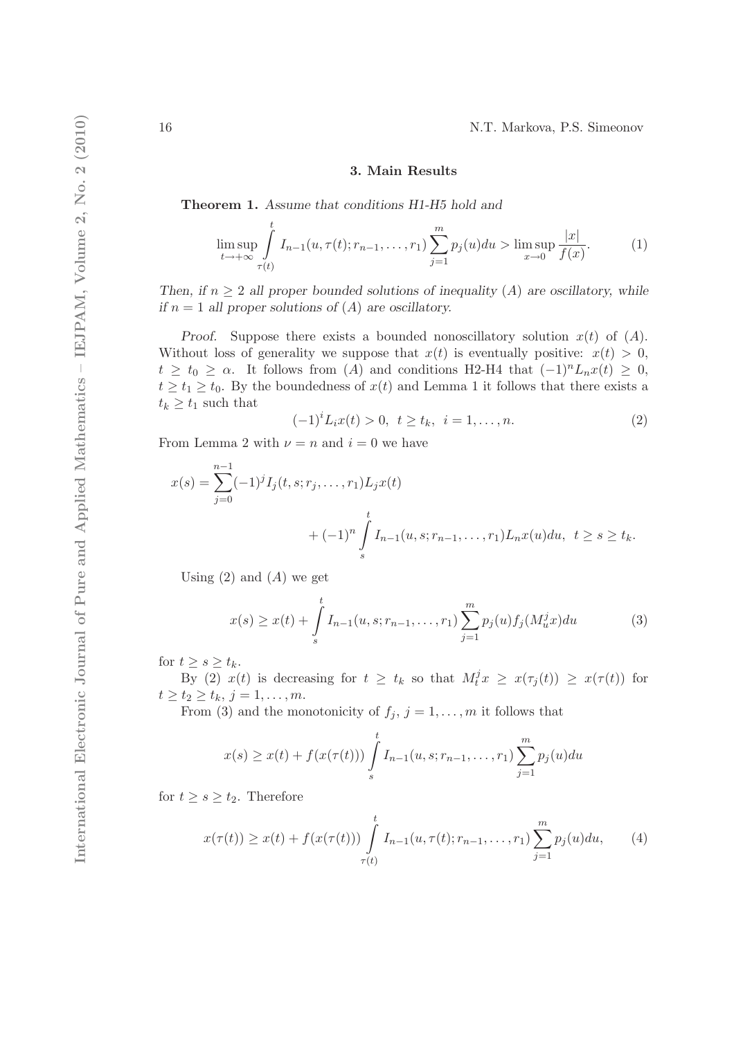## 3. Main Results

**Theorem 1.** *Assume that conditions H1-H5 hold and*

$$\limsup_{t\to+\infty} \int\limits_{\tau(t)}^{t} I_{n-1}(u,\tau(t);r_{n-1},\ldots,r_1)\sum_{j=1}^{m} p_j(u)du > \limsup_{x\to 0}\frac{|x|}{f(x)}. \tag{1}$$

*Then, if $n \geq 2$ all proper bounded solutions of inequality $(A)$ are oscillatory, while if $n = 1$ all proper solutions of $(A)$ are oscillatory.*

*Proof.* Suppose there exists a bounded nonoscillatory solution $x(t)$ of $(A)$. Without loss of generality we suppose that $x(t)$ is eventually positive: $x(t) > 0$, $t \geq t_0 \geq \alpha$. It follows from $(A)$ and conditions H2-H4 that $(-1)^n L_n x(t) \geq 0$, $t \geq t_1 \geq t_0$. By the boundedness of $x(t)$ and Lemma 1 it follows that there exists a $t_k \geq t_1$ such that

$$(-1)^i L_i x(t) > 0,\ \ t \geq t_k,\ \ i = 1,\ldots,n. \tag{2}$$

From Lemma 2 with $\nu = n$ and $i = 0$ we have

$$x(s) = \sum_{j=0}^{n-1}(-1)^j I_j(t,s;r_j,\ldots,r_1)L_j x(t) + (-1)^n \int\limits_{s}^{t} I_{n-1}(u,s;r_{n-1},\ldots,r_1)L_n x(u)du,\ \ t \geq s \geq t_k.$$

Using (2) and $(A)$ we get

$$x(s) \geq x(t) + \int\limits_{s}^{t} I_{n-1}(u,s;r_{n-1},\ldots,r_1)\sum_{j=1}^{m} p_j(u) f_j(M_u^j x)du \tag{3}$$

for $t \geq s \geq t_k$.

By (2) $x(t)$ is decreasing for $t \geq t_k$ so that $M_t^j x \geq x(\tau_j(t)) \geq x(\tau(t))$ for $t \geq t_2 \geq t_k$, $j = 1,\ldots,m$.

From (3) and the monotonicity of $f_j$, $j = 1,\ldots,m$ it follows that

$$x(s) \geq x(t) + f(x(\tau(t)))\int\limits_{s}^{t} I_{n-1}(u,s;r_{n-1},\ldots,r_1)\sum_{j=1}^{m} p_j(u)du$$

for $t \geq s \geq t_2$. Therefore

$$x(\tau(t)) \geq x(t) + f(x(\tau(t)))\int\limits_{\tau(t)}^{t} I_{n-1}(u,\tau(t);r_{n-1},\ldots,r_1)\sum_{j=1}^{m} p_j(u)du, \tag{4}$$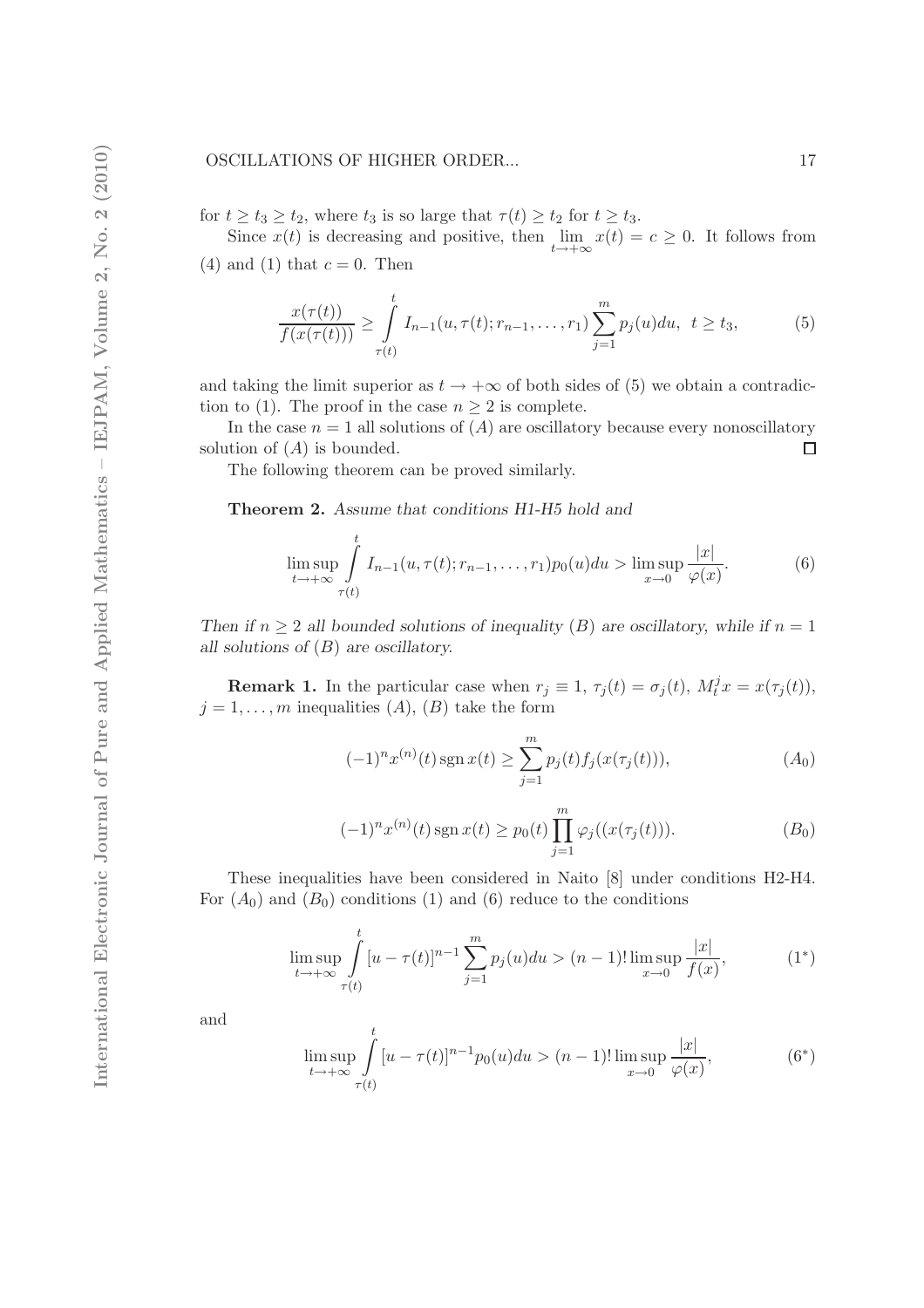for $t \geq t_3 \geq t_2$, where $t_3$ is so large that $\tau(t) \geq t_2$ for $t \geq t_3$.

Since $x(t)$ is decreasing and positive, then $\lim\limits_{t\to+\infty} x(t) = c \geq 0$. It follows from (4) and (1) that $c = 0$. Then

$$\frac{x(\tau(t))}{f(x(\tau(t)))} \geq \int\limits_{\tau(t)}^{t} I_{n-1}(u, \tau(t); r_{n-1}, \ldots, r_1) \sum_{j=1}^{m} p_j(u) du, \;\; t \geq t_3, \tag{5}$$

and taking the limit superior as $t \to +\infty$ of both sides of (5) we obtain a contradiction to (1). The proof in the case $n \geq 2$ is complete.

In the case $n = 1$ all solutions of $(A)$ are oscillatory because every nonoscillatory solution of $(A)$ is bounded. $\square$

The following theorem can be proved similarly.

**Theorem 2.** *Assume that conditions H1-H5 hold and*

$$\limsup_{t\to+\infty} \int\limits_{\tau(t)}^{t} I_{n-1}(u, \tau(t); r_{n-1}, \ldots, r_1) p_0(u) du > \limsup_{x\to 0} \frac{|x|}{\varphi(x)}. \tag{6}$$

*Then if $n \geq 2$ all bounded solutions of inequality $(B)$ are oscillatory, while if $n = 1$ all solutions of $(B)$ are oscillatory.*

**Remark 1.** In the particular case when $r_j \equiv 1$, $\tau_j(t) = \sigma_j(t)$, $M_t^j x = x(\tau_j(t))$, $j = 1, \ldots, m$ inequalities $(A)$, $(B)$ take the form

$$(-1)^n x^{(n)}(t) \operatorname{sgn} x(t) \geq \sum_{j=1}^{m} p_j(t) f_j(x(\tau_j(t))), \tag{$A_0$}$$

$$(-1)^n x^{(n)}(t) \operatorname{sgn} x(t) \geq p_0(t) \prod_{j=1}^{m} \varphi_j((x(\tau_j(t))). \tag{$B_0$}$$

These inequalities have been considered in Naito [8] under conditions H2-H4. For $(A_0)$ and $(B_0)$ conditions (1) and (6) reduce to the conditions

$$\limsup_{t\to+\infty} \int\limits_{\tau(t)}^{t} [u - \tau(t)]^{n-1} \sum_{j=1}^{m} p_j(u) du > (n-1)! \limsup_{x\to 0} \frac{|x|}{f(x)}, \tag{$1^*$}$$

and

$$\limsup_{t\to+\infty} \int\limits_{\tau(t)}^{t} [u - \tau(t)]^{n-1} p_0(u) du > (n-1)! \limsup_{x\to 0} \frac{|x|}{\varphi(x)}, \tag{$6^*$}$$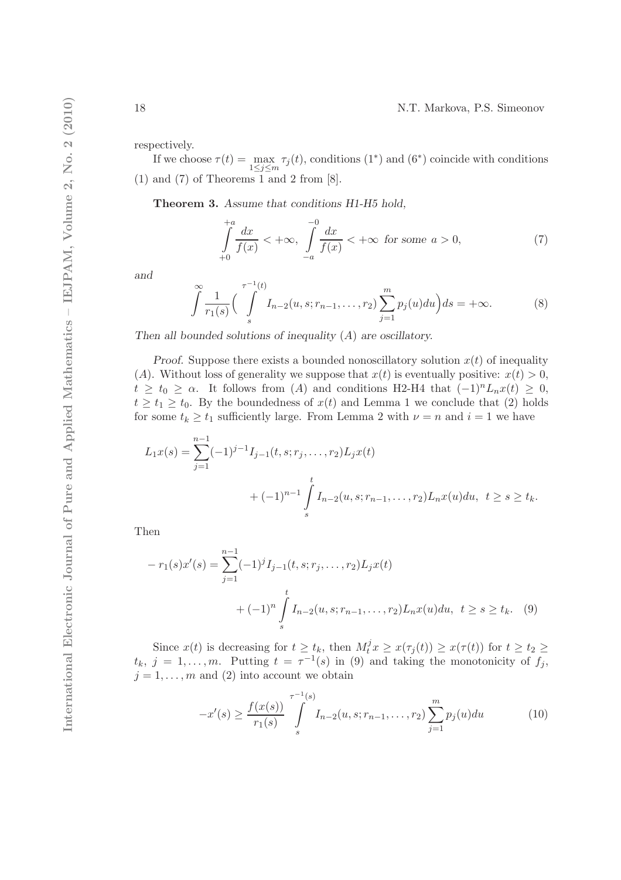respectively.

If we choose $\tau(t) = \max_{1 \le j \le m} \tau_j(t)$, conditions ($1^*$) and ($6^*$) coincide with conditions (1) and (7) of Theorems 1 and 2 from [8].

**Theorem 3.** *Assume that conditions H1-H5 hold,*

$$\int_{+0}^{+a} \frac{dx}{f(x)} < +\infty, \quad \int_{-a}^{-0} \frac{dx}{f(x)} < +\infty \quad \textit{for some } a > 0, \tag{7}$$

*and*

$$\int^{\infty} \frac{1}{r_1(s)} \Big( \int_{s}^{\tau^{-1}(t)} I_{n-2}(u, s; r_{n-1}, \ldots, r_2) \sum_{j=1}^{m} p_j(u) du \Big) ds = +\infty. \tag{8}$$

*Then all bounded solutions of inequality (A) are oscillatory.*

*Proof.* Suppose there exists a bounded nonoscillatory solution $x(t)$ of inequality $(A)$. Without loss of generality we suppose that $x(t)$ is eventually positive: $x(t) > 0$, $t \ge t_0 \ge \alpha$. It follows from $(A)$ and conditions H2-H4 that $(-1)^n L_n x(t) \ge 0$, $t \ge t_1 \ge t_0$. By the boundedness of $x(t)$ and Lemma 1 we conclude that (2) holds for some $t_k \ge t_1$ sufficiently large. From Lemma 2 with $\nu = n$ and $i = 1$ we have

$$L_1 x(s) = \sum_{j=1}^{n-1} (-1)^{j-1} I_{j-1}(t, s; r_j, \ldots, r_2) L_j x(t) + (-1)^{n-1} \int_{s}^{t} I_{n-2}(u, s; r_{n-1}, \ldots, r_2) L_n x(u) du, \quad t \ge s \ge t_k.$$

Then

$$-r_1(s) x'(s) = \sum_{j=1}^{n-1} (-1)^{j} I_{j-1}(t, s; r_j, \ldots, r_2) L_j x(t) + (-1)^{n} \int_{s}^{t} I_{n-2}(u, s; r_{n-1}, \ldots, r_2) L_n x(u) du, \quad t \ge s \ge t_k. \tag{9}$$

Since $x(t)$ is decreasing for $t \ge t_k$, then $M_t^j x \ge x(\tau_j(t)) \ge x(\tau(t))$ for $t \ge t_2 \ge t_k$, $j = 1, \ldots, m$. Putting $t = \tau^{-1}(s)$ in (9) and taking the monotonicity of $f_j$, $j = 1, \ldots, m$ and (2) into account we obtain

$$-x'(s) \ge \frac{f(x(s))}{r_1(s)} \int_{s}^{\tau^{-1}(s)} I_{n-2}(u, s; r_{n-1}, \ldots, r_2) \sum_{j=1}^{m} p_j(u) du \tag{10}$$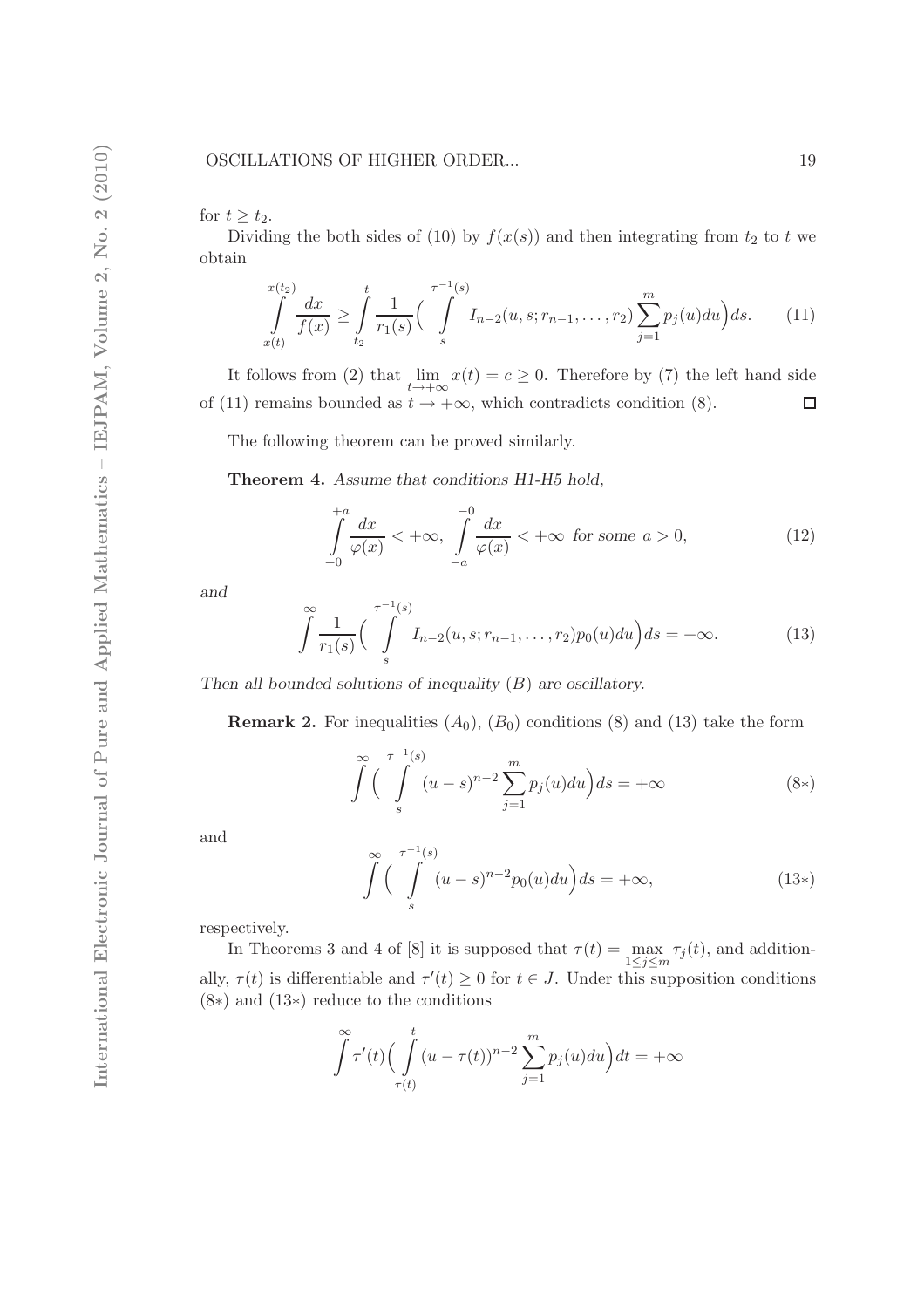for $t \geq t_2$.

Dividing the both sides of (10) by $f(x(s))$ and then integrating from $t_2$ to $t$ we obtain

$$\int\limits_{x(t)}^{x(t_2)} \frac{dx}{f(x)} \geq \int\limits_{t_2}^{t} \frac{1}{r_1(s)} \Big( \int\limits_{s}^{\tau^{-1}(s)} I_{n-2}(u, s; r_{n-1}, \ldots, r_2) \sum_{j=1}^{m} p_j(u) du \Big) ds. \tag{11}$$

It follows from (2) that $\lim\limits_{t \to +\infty} x(t) = c \geq 0$. Therefore by (7) the left hand side of (11) remains bounded as $t \to +\infty$, which contradicts condition (8). $\square$

The following theorem can be proved similarly.

**Theorem 4.** *Assume that conditions H1-H5 hold,*

$$\int\limits_{+0}^{+a} \frac{dx}{\varphi(x)} < +\infty, \quad \int\limits_{-a}^{-0} \frac{dx}{\varphi(x)} < +\infty \text{ for some } a > 0, \tag{12}$$

*and*

$$\int\limits^{\infty} \frac{1}{r_1(s)} \Big( \int\limits_{s}^{\tau^{-1}(s)} I_{n-2}(u, s; r_{n-1}, \ldots, r_2) p_0(u) du \Big) ds = +\infty. \tag{13}$$

*Then all bounded solutions of inequality $(B)$ are oscillatory.*

**Remark 2.** For inequalities $(A_0)$, $(B_0)$ conditions (8) and (13) take the form

$$\int\limits^{\infty} \Big( \int\limits_{s}^{\tau^{-1}(s)} (u - s)^{n-2} \sum_{j=1}^{m} p_j(u) du \Big) ds = +\infty \tag{8*}$$

and

$$\int\limits^{\infty} \Big( \int\limits_{s}^{\tau^{-1}(s)} (u - s)^{n-2} p_0(u) du \Big) ds = +\infty, \tag{13*}$$

respectively.

In Theorems 3 and 4 of [8] it is supposed that $\tau(t) = \max\limits_{1 \leq j \leq m} \tau_j(t)$, and additionally, $\tau(t)$ is differentiable and $\tau'(t) \geq 0$ for $t \in J$. Under this supposition conditions (8*) and (13*) reduce to the conditions

$$\int\limits^{\infty} \tau'(t) \Big( \int\limits_{\tau(t)}^{t} (u - \tau(t))^{n-2} \sum_{j=1}^{m} p_j(u) du \Big) dt = +\infty$$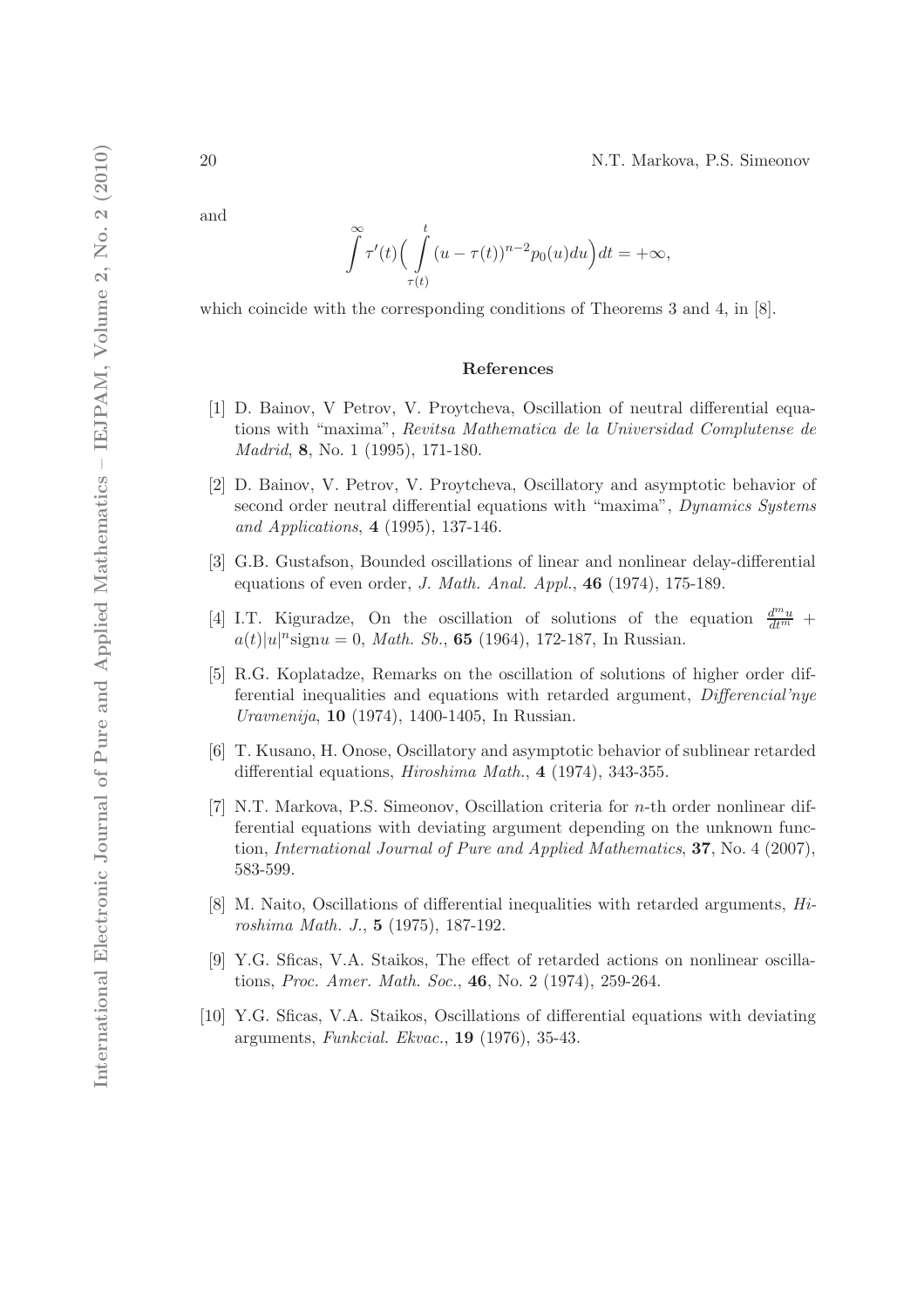and

$$\int^{\infty} \tau'(t)\Big( \int\limits_{\tau(t)}^{t} (u-\tau(t))^{n-2} p_0(u) du \Big) dt = +\infty,$$

which coincide with the corresponding conditions of Theorems 3 and 4, in [8].

## References

[1] D. Bainov, V Petrov, V. Proytcheva, Oscillation of neutral differential equations with "maxima", *Revitsa Mathematica de la Universidad Complutense de Madrid*, **8**, No. 1 (1995), 171-180.

[2] D. Bainov, V. Petrov, V. Proytcheva, Oscillatory and asymptotic behavior of second order neutral differential equations with "maxima", *Dynamics Systems and Applications*, **4** (1995), 137-146.

[3] G.B. Gustafson, Bounded oscillations of linear and nonlinear delay-differential equations of even order, *J. Math. Anal. Appl.*, **46** (1974), 175-189.

[4] I.T. Kiguradze, On the oscillation of solutions of the equation $\frac{d^m u}{dt^m} + a(t)|u|^n \text{sign} u = 0$, *Math. Sb.*, **65** (1964), 172-187, In Russian.

[5] R.G. Koplatadze, Remarks on the oscillation of solutions of higher order differential inequalities and equations with retarded argument, *Differencial'nye Uravnenija*, **10** (1974), 1400-1405, In Russian.

[6] T. Kusano, H. Onose, Oscillatory and asymptotic behavior of sublinear retarded differential equations, *Hiroshima Math.*, **4** (1974), 343-355.

[7] N.T. Markova, P.S. Simeonov, Oscillation criteria for $n$-th order nonlinear differential equations with deviating argument depending on the unknown function, *International Journal of Pure and Applied Mathematics*, **37**, No. 4 (2007), 583-599.

[8] M. Naito, Oscillations of differential inequalities with retarded arguments, *Hiroshima Math. J.*, **5** (1975), 187-192.

[9] Y.G. Sficas, V.A. Staikos, The effect of retarded actions on nonlinear oscillations, *Proc. Amer. Math. Soc.*, **46**, No. 2 (1974), 259-264.

[10] Y.G. Sficas, V.A. Staikos, Oscillations of differential equations with deviating arguments, *Funkcial. Ekvac.*, **19** (1976), 35-43.